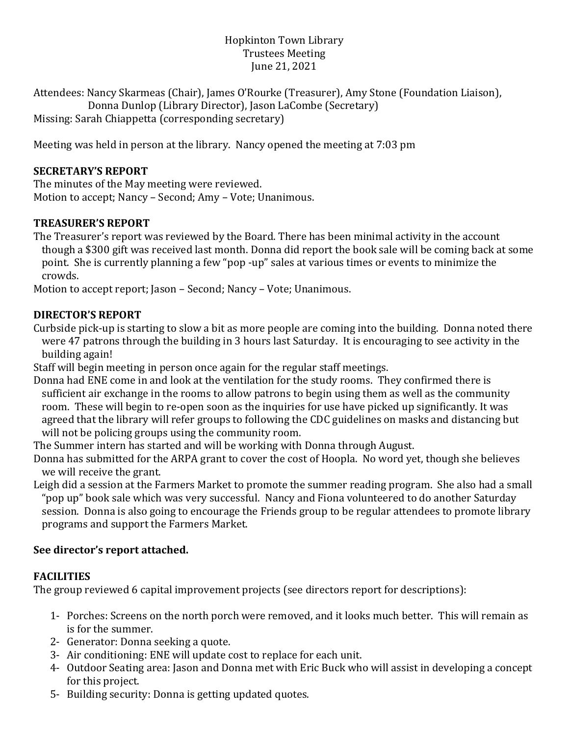Hopkinton Town Library
Trustees Meeting
June 21, 2021

Attendees: Nancy Skarmeas (Chair), James O'Rourke (Treasurer), Amy Stone (Foundation Liaison), Donna Dunlop (Library Director), Jason LaCombe (Secretary)
Missing: Sarah Chiappetta (corresponding secretary)

Meeting was held in person at the library. Nancy opened the meeting at 7:03 pm

**SECRETARY'S REPORT**

The minutes of the May meeting were reviewed.
Motion to accept; Nancy – Second; Amy – Vote; Unanimous.

**TREASURER'S REPORT**

The Treasurer's report was reviewed by the Board. There has been minimal activity in the account though a $300 gift was received last month. Donna did report the book sale will be coming back at some point. She is currently planning a few "pop -up" sales at various times or events to minimize the crowds.
Motion to accept report; Jason – Second; Nancy – Vote; Unanimous.

**DIRECTOR'S REPORT**

Curbside pick-up is starting to slow a bit as more people are coming into the building. Donna noted there were 47 patrons through the building in 3 hours last Saturday. It is encouraging to see activity in the building again!

Staff will begin meeting in person once again for the regular staff meetings.

Donna had ENE come in and look at the ventilation for the study rooms. They confirmed there is sufficient air exchange in the rooms to allow patrons to begin using them as well as the community room. These will begin to re-open soon as the inquiries for use have picked up significantly. It was agreed that the library will refer groups to following the CDC guidelines on masks and distancing but will not be policing groups using the community room.

The Summer intern has started and will be working with Donna through August.

Donna has submitted for the ARPA grant to cover the cost of Hoopla. No word yet, though she believes we will receive the grant.

Leigh did a session at the Farmers Market to promote the summer reading program. She also had a small "pop up" book sale which was very successful. Nancy and Fiona volunteered to do another Saturday session. Donna is also going to encourage the Friends group to be regular attendees to promote library programs and support the Farmers Market.

**See director's report attached.**

**FACILITIES**

The group reviewed 6 capital improvement projects (see directors report for descriptions):

1- Porches: Screens on the north porch were removed, and it looks much better. This will remain as is for the summer.
2- Generator: Donna seeking a quote.
3- Air conditioning: ENE will update cost to replace for each unit.
4- Outdoor Seating area: Jason and Donna met with Eric Buck who will assist in developing a concept for this project.
5- Building security: Donna is getting updated quotes.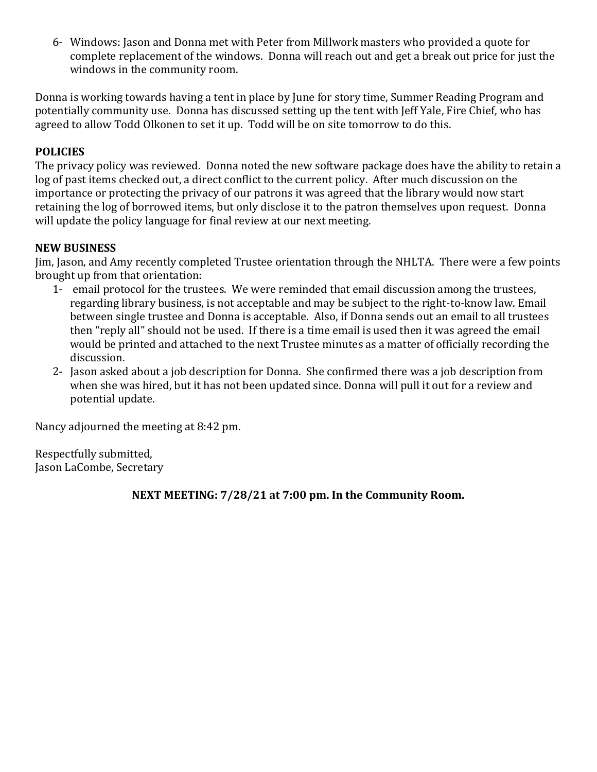6- Windows: Jason and Donna met with Peter from Millwork masters who provided a quote for complete replacement of the windows. Donna will reach out and get a break out price for just the windows in the community room.

Donna is working towards having a tent in place by June for story time, Summer Reading Program and potentially community use. Donna has discussed setting up the tent with Jeff Yale, Fire Chief, who has agreed to allow Todd Olkonen to set it up. Todd will be on site tomorrow to do this.

**POLICIES**

The privacy policy was reviewed. Donna noted the new software package does have the ability to retain a log of past items checked out, a direct conflict to the current policy. After much discussion on the importance or protecting the privacy of our patrons it was agreed that the library would now start retaining the log of borrowed items, but only disclose it to the patron themselves upon request. Donna will update the policy language for final review at our next meeting.

**NEW BUSINESS**

Jim, Jason, and Amy recently completed Trustee orientation through the NHLTA. There were a few points brought up from that orientation:

1- email protocol for the trustees. We were reminded that email discussion among the trustees, regarding library business, is not acceptable and may be subject to the right-to-know law. Email between single trustee and Donna is acceptable. Also, if Donna sends out an email to all trustees then "reply all" should not be used. If there is a time email is used then it was agreed the email would be printed and attached to the next Trustee minutes as a matter of officially recording the discussion.

2- Jason asked about a job description for Donna. She confirmed there was a job description from when she was hired, but it has not been updated since. Donna will pull it out for a review and potential update.

Nancy adjourned the meeting at 8:42 pm.

Respectfully submitted,
Jason LaCombe, Secretary

**NEXT MEETING: 7/28/21 at 7:00 pm. In the Community Room.**